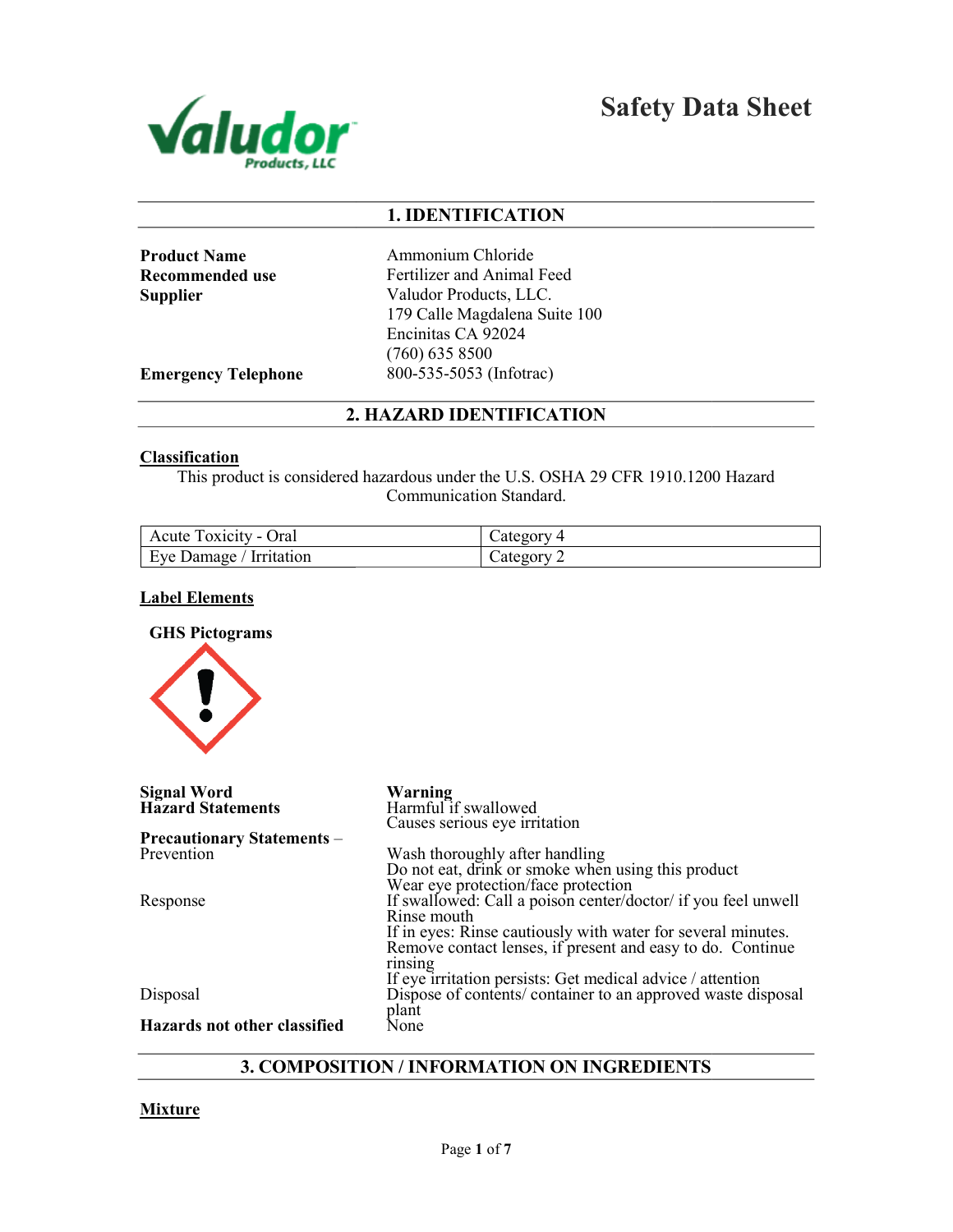# Safety Data Sheet

## 1. IDENTIFICATION

**Product Name** Ammonium Chloride

**Recommended use** Fertilizer and Animal Feed

**Supplier** Valudor Products, LLC.
179 Calle Magdalena Suite 100
Encinitas CA 92024
(760) 635 8500

**Emergency Telephone** 800-535-5053 (Infotrac)

## 2. HAZARD IDENTIFICATION

**Classification**

This product is considered hazardous under the U.S. OSHA 29 CFR 1910.1200 Hazard Communication Standard.

| Acute Toxicity - Oral | Category 4 |
|---|---|
| Eye Damage / Irritation | Category 2 |

**Label Elements**

**GHS Pictograms**

**Signal Word** **Warning**

**Hazard Statements**
Harmful if swallowed
Causes serious eye irritation

**Precautionary Statements** – Prevention
Wash thoroughly after handling
Do not eat, drink or smoke when using this product
Wear eye protection/face protection

Response
If swallowed: Call a poison center/doctor/ if you feel unwell
Rinse mouth
If in eyes: Rinse cautiously with water for several minutes. Remove contact lenses, if present and easy to do. Continue rinsing
If eye irritation persists: Get medical advice / attention

Disposal
Dispose of contents/ container to an approved waste disposal plant

**Hazards not other classified** None

## 3. COMPOSITION / INFORMATION ON INGREDIENTS

**Mixture**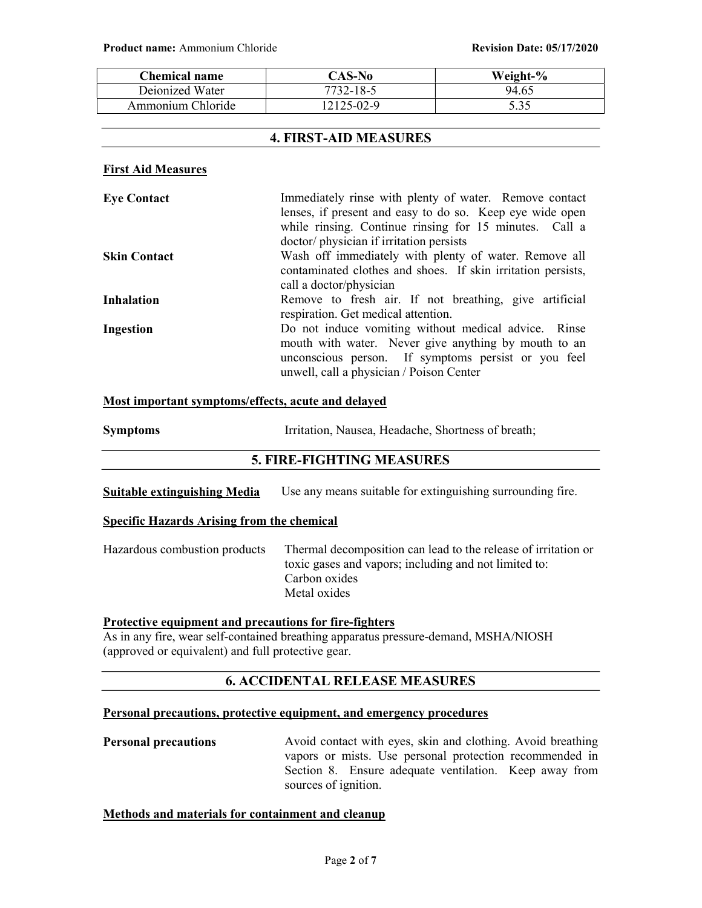| Chemical name | CAS-No | Weight-% |
| --- | --- | --- |
| Deionized Water | 7732-18-5 | 94.65 |
| Ammonium Chloride | 12125-02-9 | 5.35 |

## 4. FIRST-AID MEASURES

### First Aid Measures

**Eye Contact** — Immediately rinse with plenty of water. Remove contact lenses, if present and easy to do so. Keep eye wide open while rinsing. Continue rinsing for 15 minutes. Call a doctor/ physician if irritation persists

**Skin Contact** — Wash off immediately with plenty of water. Remove all contaminated clothes and shoes. If skin irritation persists, call a doctor/physician

**Inhalation** — Remove to fresh air. If not breathing, give artificial respiration. Get medical attention.

**Ingestion** — Do not induce vomiting without medical advice. Rinse mouth with water. Never give anything by mouth to an unconscious person. If symptoms persist or you feel unwell, call a physician / Poison Center

### Most important symptoms/effects, acute and delayed

**Symptoms** — Irritation, Nausea, Headache, Shortness of breath;

## 5. FIRE-FIGHTING MEASURES

**Suitable extinguishing Media** — Use any means suitable for extinguishing surrounding fire.

### Specific Hazards Arising from the chemical

Hazardous combustion products — Thermal decomposition can lead to the release of irritation or toxic gases and vapors; including and not limited to:
Carbon oxides
Metal oxides

### Protective equipment and precautions for fire-fighters

As in any fire, wear self-contained breathing apparatus pressure-demand, MSHA/NIOSH (approved or equivalent) and full protective gear.

## 6. ACCIDENTAL RELEASE MEASURES

### Personal precautions, protective equipment, and emergency procedures

**Personal precautions** — Avoid contact with eyes, skin and clothing. Avoid breathing vapors or mists. Use personal protection recommended in Section 8. Ensure adequate ventilation. Keep away from sources of ignition.

### Methods and materials for containment and cleanup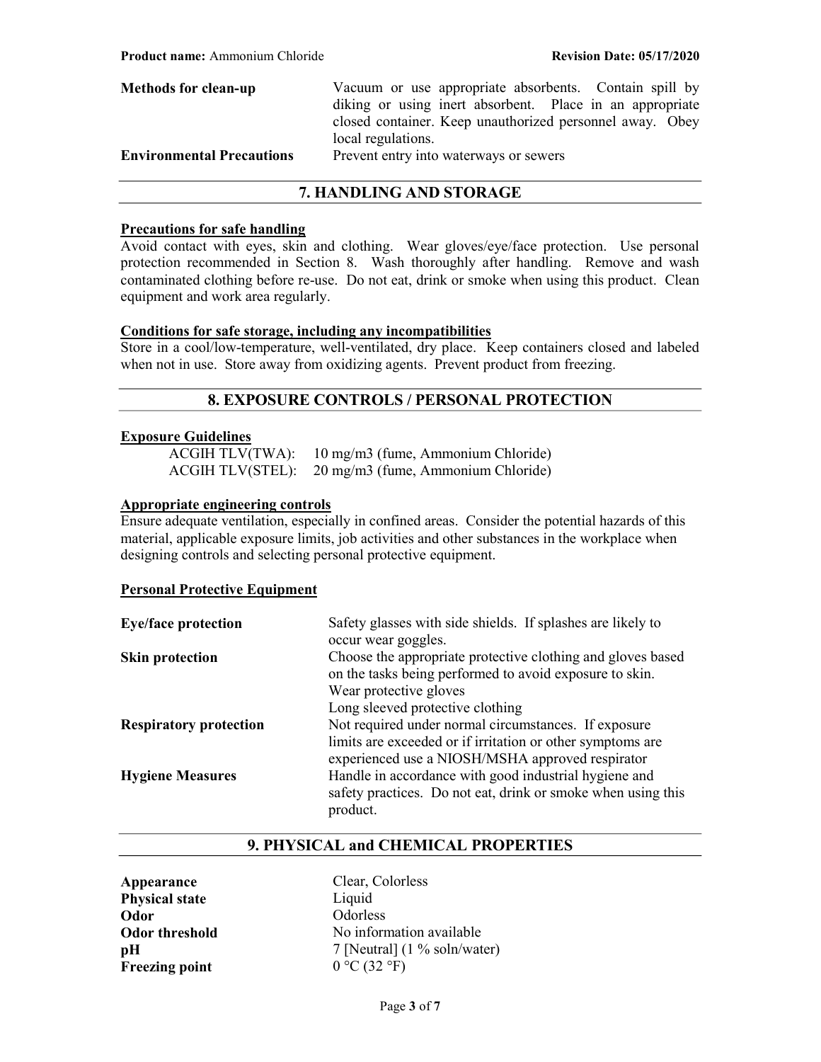| | |
|---|---|
| **Methods for clean-up** | Vacuum or use appropriate absorbents. Contain spill by diking or using inert absorbent. Place in an appropriate closed container. Keep unauthorized personnel away. Obey local regulations. |
| **Environmental Precautions** | Prevent entry into waterways or sewers |

## 7. HANDLING AND STORAGE

**Precautions for safe handling**

Avoid contact with eyes, skin and clothing. Wear gloves/eye/face protection. Use personal protection recommended in Section 8. Wash thoroughly after handling. Remove and wash contaminated clothing before re-use. Do not eat, drink or smoke when using this product. Clean equipment and work area regularly.

**Conditions for safe storage, including any incompatibilities**

Store in a cool/low-temperature, well-ventilated, dry place. Keep containers closed and labeled when not in use. Store away from oxidizing agents. Prevent product from freezing.

## 8. EXPOSURE CONTROLS / PERSONAL PROTECTION

**Exposure Guidelines**

ACGIH TLV(TWA): 10 mg/m3 (fume, Ammonium Chloride)
ACGIH TLV(STEL): 20 mg/m3 (fume, Ammonium Chloride)

**Appropriate engineering controls**

Ensure adequate ventilation, especially in confined areas. Consider the potential hazards of this material, applicable exposure limits, job activities and other substances in the workplace when designing controls and selecting personal protective equipment.

**Personal Protective Equipment**

| | |
|---|---|
| **Eye/face protection** | Safety glasses with side shields. If splashes are likely to occur wear goggles. |
| **Skin protection** | Choose the appropriate protective clothing and gloves based on the tasks being performed to avoid exposure to skin. Wear protective gloves Long sleeved protective clothing |
| **Respiratory protection** | Not required under normal circumstances. If exposure limits are exceeded or if irritation or other symptoms are experienced use a NIOSH/MSHA approved respirator |
| **Hygiene Measures** | Handle in accordance with good industrial hygiene and safety practices. Do not eat, drink or smoke when using this product. |

## 9. PHYSICAL and CHEMICAL PROPERTIES

| | |
|---|---|
| **Appearance** | Clear, Colorless |
| **Physical state** | Liquid |
| **Odor** | Odorless |
| **Odor threshold** | No information available |
| **pH** | 7 [Neutral] (1 % soln/water) |
| **Freezing point** | 0 °C (32 °F) |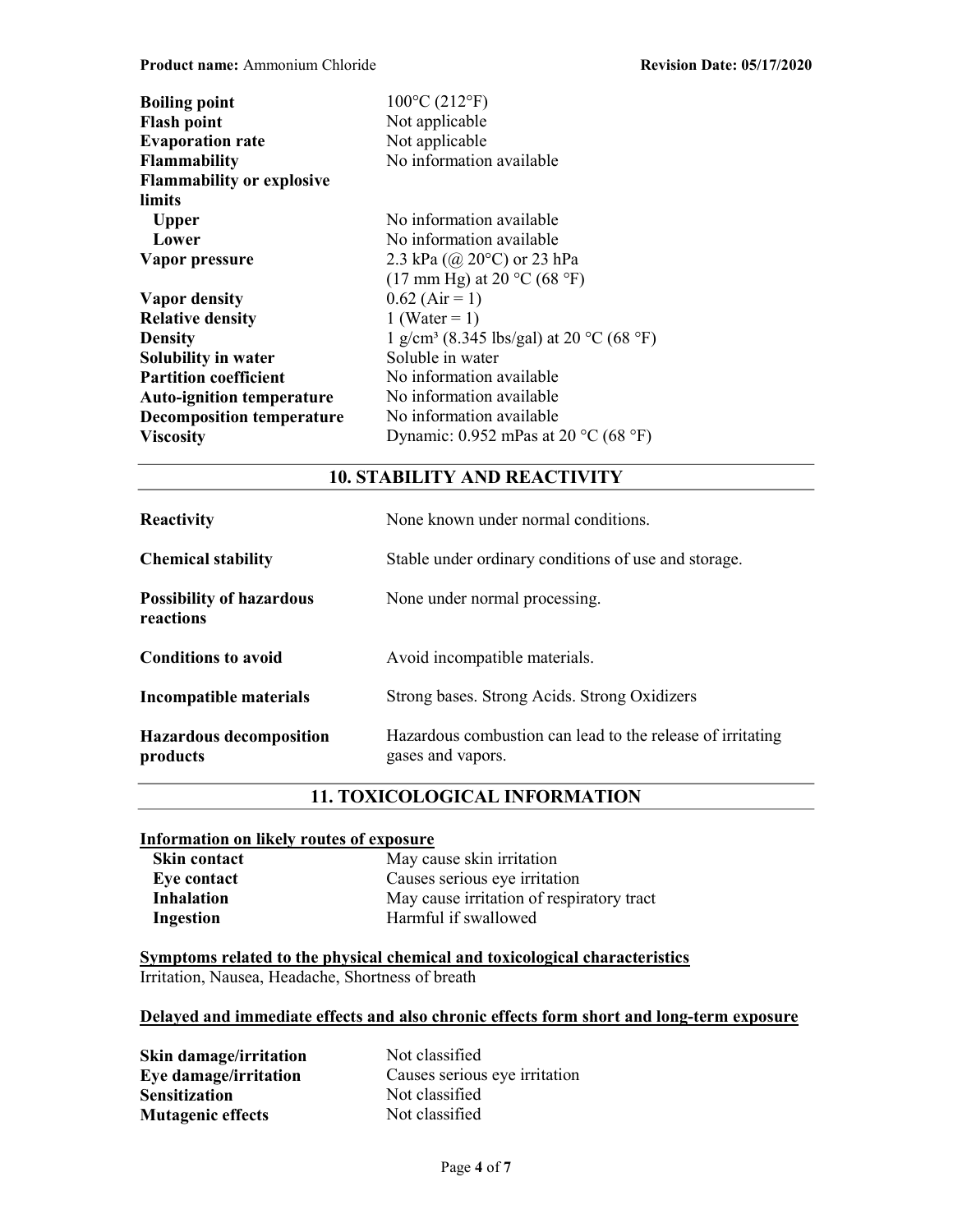| | |
|---|---|
| **Boiling point** | 100°C (212°F) |
| **Flash point** | Not applicable |
| **Evaporation rate** | Not applicable |
| **Flammability** | No information available |
| **Flammability or explosive limits** | |
| **Upper** | No information available |
| **Lower** | No information available |
| **Vapor pressure** | 2.3 kPa (@ 20°C) or 23 hPa (17 mm Hg) at 20 °C (68 °F) |
| **Vapor density** | 0.62 (Air = 1) |
| **Relative density** | 1 (Water = 1) |
| **Density** | 1 g/cm³ (8.345 lbs/gal) at 20 °C (68 °F) |
| **Solubility in water** | Soluble in water |
| **Partition coefficient** | No information available |
| **Auto-ignition temperature** | No information available |
| **Decomposition temperature** | No information available |
| **Viscosity** | Dynamic: 0.952 mPas at 20 °C (68 °F) |

## 10. STABILITY AND REACTIVITY

| | |
|---|---|
| **Reactivity** | None known under normal conditions. |
| **Chemical stability** | Stable under ordinary conditions of use and storage. |
| **Possibility of hazardous reactions** | None under normal processing. |
| **Conditions to avoid** | Avoid incompatible materials. |
| **Incompatible materials** | Strong bases. Strong Acids. Strong Oxidizers |
| **Hazardous decomposition products** | Hazardous combustion can lead to the release of irritating gases and vapors. |

## 11. TOXICOLOGICAL INFORMATION

**Information on likely routes of exposure**

| | |
|---|---|
| **Skin contact** | May cause skin irritation |
| **Eye contact** | Causes serious eye irritation |
| **Inhalation** | May cause irritation of respiratory tract |
| **Ingestion** | Harmful if swallowed |

**Symptoms related to the physical chemical and toxicological characteristics**

Irritation, Nausea, Headache, Shortness of breath

**Delayed and immediate effects and also chronic effects form short and long-term exposure**

| | |
|---|---|
| **Skin damage/irritation** | Not classified |
| **Eye damage/irritation** | Causes serious eye irritation |
| **Sensitization** | Not classified |
| **Mutagenic effects** | Not classified |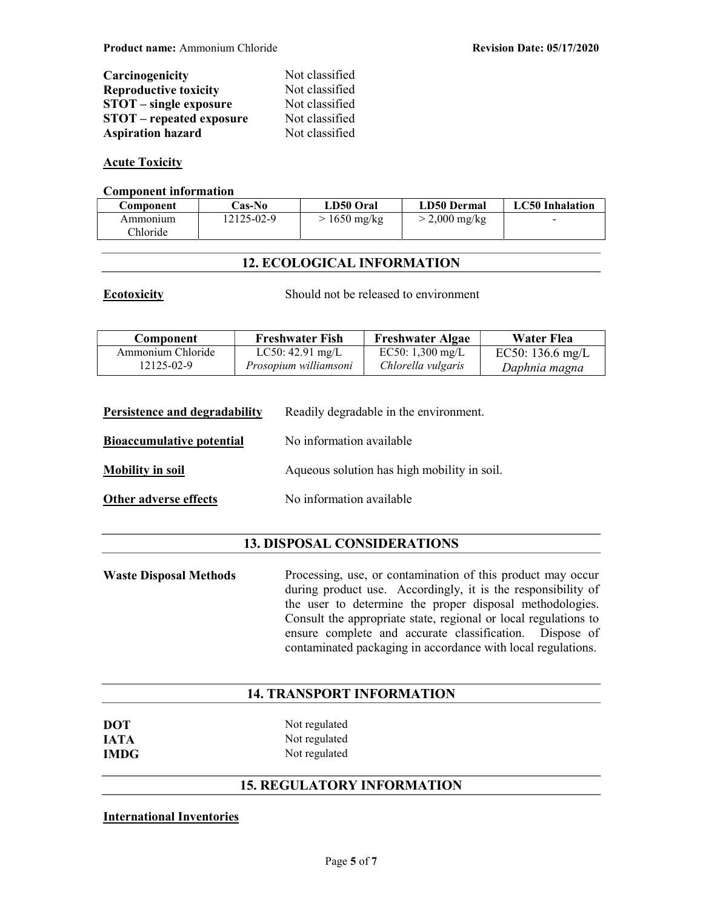| | |
|---|---|
| **Carcinogenicity** | Not classified |
| **Reproductive toxicity** | Not classified |
| **STOT – single exposure** | Not classified |
| **STOT – repeated exposure** | Not classified |
| **Aspiration hazard** | Not classified |

**Acute Toxicity**

**Component information**

| Component | Cas-No | LD50 Oral | LD50 Dermal | LC50 Inhalation |
|---|---|---|---|---|
| Ammonium Chloride | 12125-02-9 | > 1650 mg/kg | > 2,000 mg/kg | - |

## 12. ECOLOGICAL INFORMATION

**Ecotoxicity** Should not be released to environment

| Component | Freshwater Fish | Freshwater Algae | Water Flea |
|---|---|---|---|
| Ammonium Chloride 12125-02-9 | LC50: 42.91 mg/L *Prosopium williamsoni* | EC50: 1,300 mg/L *Chlorella vulgaris* | EC50: 136.6 mg/L *Daphnia magna* |

**Persistence and degradability** Readily degradable in the environment.

**Bioaccumulative potential** No information available

**Mobility in soil** Aqueous solution has high mobility in soil.

**Other adverse effects** No information available

## 13. DISPOSAL CONSIDERATIONS

**Waste Disposal Methods** Processing, use, or contamination of this product may occur during product use. Accordingly, it is the responsibility of the user to determine the proper disposal methodologies. Consult the appropriate state, regional or local regulations to ensure complete and accurate classification. Dispose of contaminated packaging in accordance with local regulations.

## 14. TRANSPORT INFORMATION

| | |
|---|---|
| **DOT** | Not regulated |
| **IATA** | Not regulated |
| **IMDG** | Not regulated |

## 15. REGULATORY INFORMATION

**International Inventories**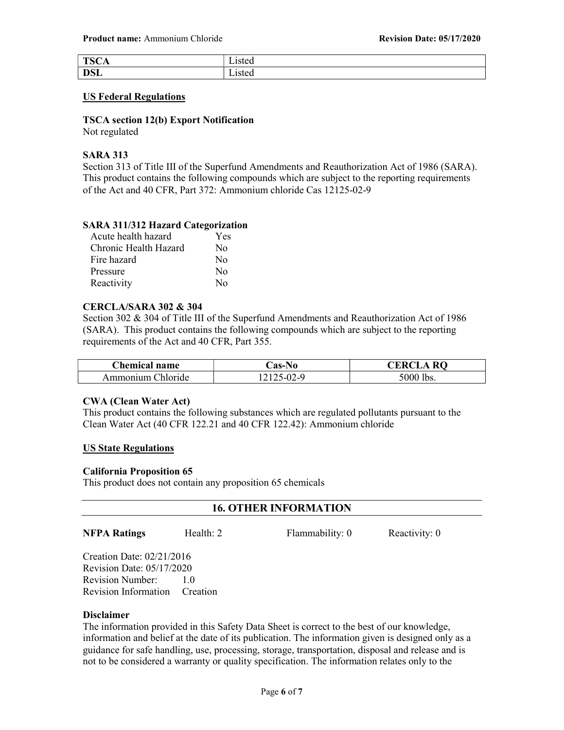| TSCA | Listed |
|---|---|
| DSL | Listed |

## US Federal Regulations

### TSCA section 12(b) Export Notification

Not regulated

### SARA 313

Section 313 of Title III of the Superfund Amendments and Reauthorization Act of 1986 (SARA). This product contains the following compounds which are subject to the reporting requirements of the Act and 40 CFR, Part 372: Ammonium chloride Cas 12125-02-9

### SARA 311/312 Hazard Categorization

| | |
|---|---|
| Acute health hazard | Yes |
| Chronic Health Hazard | No |
| Fire hazard | No |
| Pressure | No |
| Reactivity | No |

### CERCLA/SARA 302 & 304

Section 302 & 304 of Title III of the Superfund Amendments and Reauthorization Act of 1986 (SARA). This product contains the following compounds which are subject to the reporting requirements of the Act and 40 CFR, Part 355.

| Chemical name | Cas-No | CERCLA RQ |
|---|---|---|
| Ammonium Chloride | 12125-02-9 | 5000 lbs. |

### CWA (Clean Water Act)

This product contains the following substances which are regulated pollutants pursuant to the Clean Water Act (40 CFR 122.21 and 40 CFR 122.42): Ammonium chloride

## US State Regulations

### California Proposition 65

This product does not contain any proposition 65 chemicals

## 16. OTHER INFORMATION

**NFPA Ratings** Health: 2 Flammability: 0 Reactivity: 0

Creation Date: 02/21/2016
Revision Date: 05/17/2020
Revision Number: 1.0
Revision Information Creation

### Disclaimer

The information provided in this Safety Data Sheet is correct to the best of our knowledge, information and belief at the date of its publication. The information given is designed only as a guidance for safe handling, use, processing, storage, transportation, disposal and release and is not to be considered a warranty or quality specification. The information relates only to the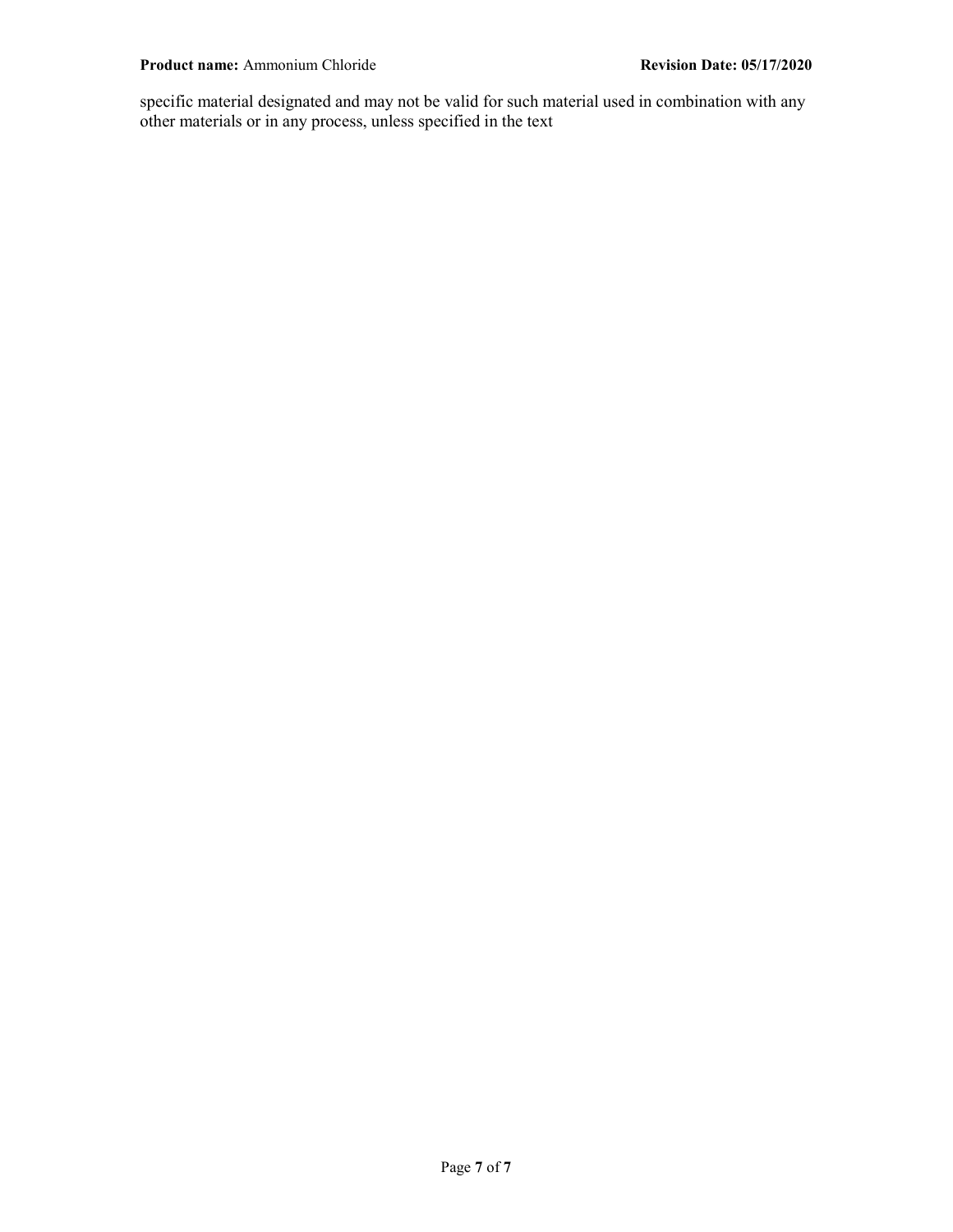specific material designated and may not be valid for such material used in combination with any other materials or in any process, unless specified in the text